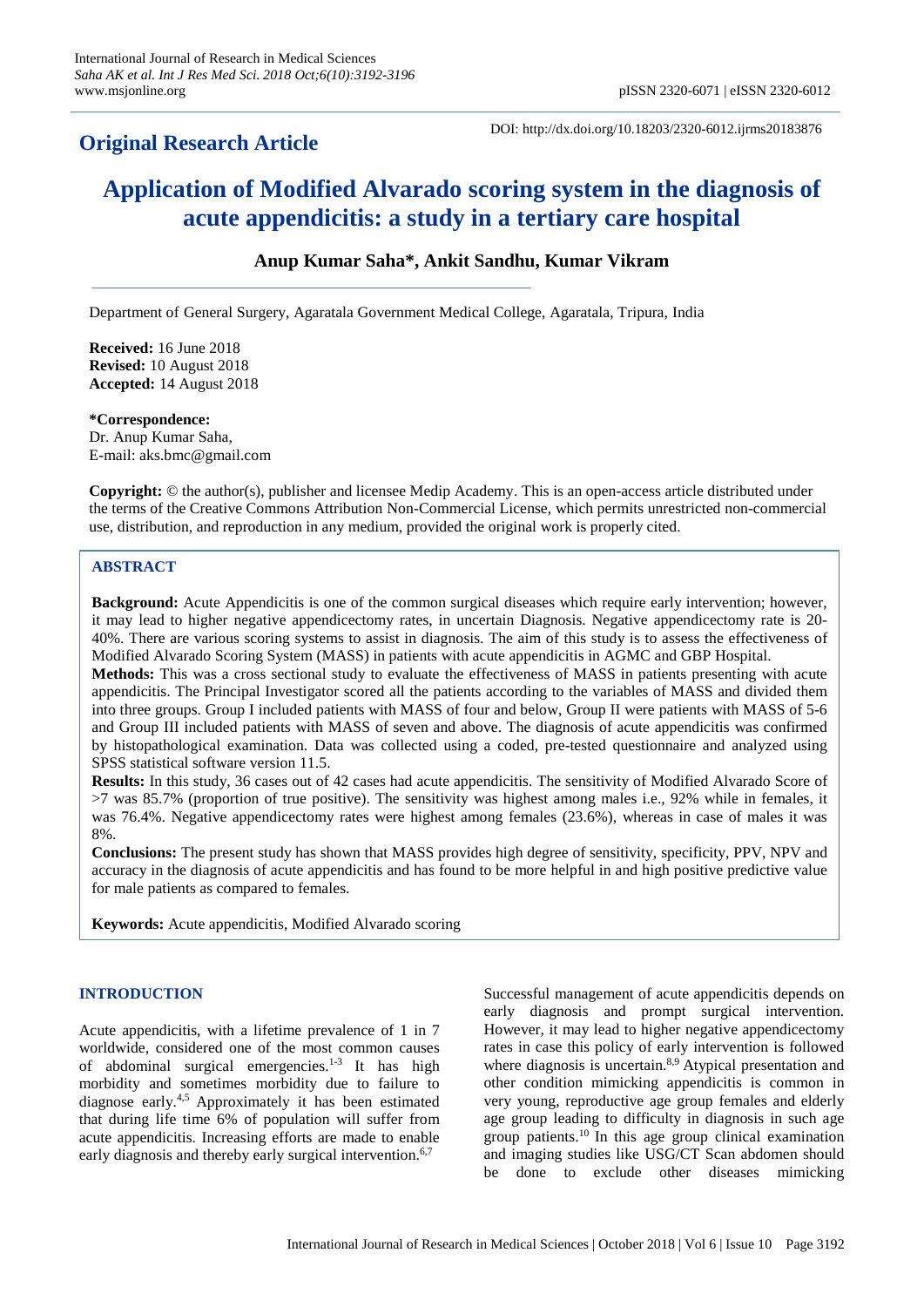## Original Research Article

DOI: http://dx.doi.org/10.18203/2320-6012.ijrms20183876

# Application of Modified Alvarado scoring system in the diagnosis of acute appendicitis: a study in a tertiary care hospital

**Anup Kumar Saha\*, Ankit Sandhu, Kumar Vikram**

Department of General Surgery, Agaratala Government Medical College, Agaratala, Tripura, India

**Received:** 16 June 2018
**Revised:** 10 August 2018
**Accepted:** 14 August 2018

**\*Correspondence:**
Dr. Anup Kumar Saha,
E-mail: aks.bmc@gmail.com

**Copyright:** © the author(s), publisher and licensee Medip Academy. This is an open-access article distributed under the terms of the Creative Commons Attribution Non-Commercial License, which permits unrestricted non-commercial use, distribution, and reproduction in any medium, provided the original work is properly cited.

## ABSTRACT

**Background:** Acute Appendicitis is one of the common surgical diseases which require early intervention; however, it may lead to higher negative appendicectomy rates, in uncertain Diagnosis. Negative appendicectomy rate is 20-40%. There are various scoring systems to assist in diagnosis. The aim of this study is to assess the effectiveness of Modified Alvarado Scoring System (MASS) in patients with acute appendicitis in AGMC and GBP Hospital.

**Methods:** This was a cross sectional study to evaluate the effectiveness of MASS in patients presenting with acute appendicitis. The Principal Investigator scored all the patients according to the variables of MASS and divided them into three groups. Group I included patients with MASS of four and below, Group II were patients with MASS of 5-6 and Group III included patients with MASS of seven and above. The diagnosis of acute appendicitis was confirmed by histopathological examination. Data was collected using a coded, pre-tested questionnaire and analyzed using SPSS statistical software version 11.5.

**Results:** In this study, 36 cases out of 42 cases had acute appendicitis. The sensitivity of Modified Alvarado Score of >7 was 85.7% (proportion of true positive). The sensitivity was highest among males i.e., 92% while in females, it was 76.4%. Negative appendicectomy rates were highest among females (23.6%), whereas in case of males it was 8%.

**Conclusions:** The present study has shown that MASS provides high degree of sensitivity, specificity, PPV, NPV and accuracy in the diagnosis of acute appendicitis and has found to be more helpful in and high positive predictive value for male patients as compared to females.

**Keywords:** Acute appendicitis, Modified Alvarado scoring

## INTRODUCTION

Acute appendicitis, with a lifetime prevalence of 1 in 7 worldwide, considered one of the most common causes of abdominal surgical emergencies.[1-3] It has high morbidity and sometimes morbidity due to failure to diagnose early.[4,5] Approximately it has been estimated that during life time 6% of population will suffer from acute appendicitis. Increasing efforts are made to enable early diagnosis and thereby early surgical intervention.[6,7]

Successful management of acute appendicitis depends on early diagnosis and prompt surgical intervention. However, it may lead to higher negative appendicectomy rates in case this policy of early intervention is followed where diagnosis is uncertain.[8,9] Atypical presentation and other condition mimicking appendicitis is common in very young, reproductive age group females and elderly age group leading to difficulty in diagnosis in such age group patients.[10] In this age group clinical examination and imaging studies like USG/CT Scan abdomen should be done to exclude other diseases mimicking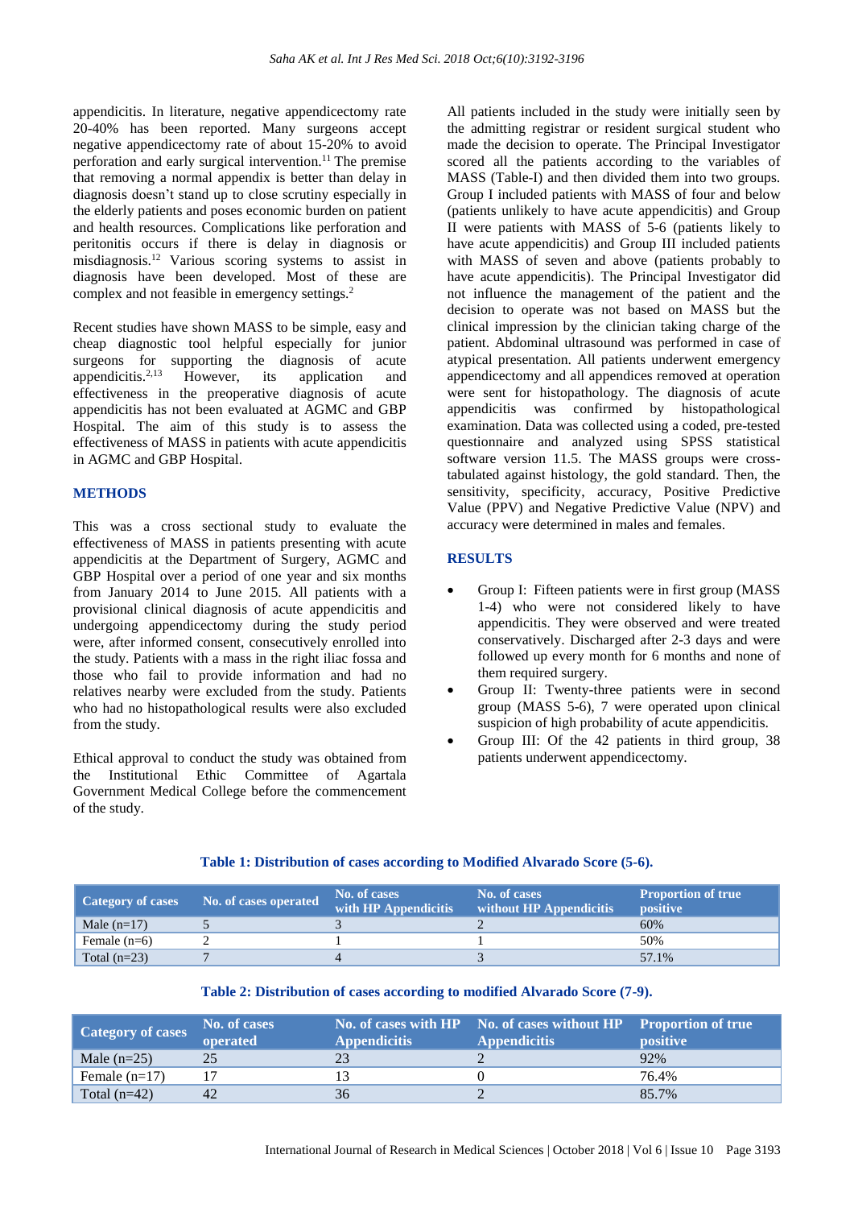appendicitis. In literature, negative appendicectomy rate 20-40% has been reported. Many surgeons accept negative appendicectomy rate of about 15-20% to avoid perforation and early surgical intervention.[11] The premise that removing a normal appendix is better than delay in diagnosis doesn't stand up to close scrutiny especially in the elderly patients and poses economic burden on patient and health resources. Complications like perforation and peritonitis occurs if there is delay in diagnosis or misdiagnosis.[12] Various scoring systems to assist in diagnosis have been developed. Most of these are complex and not feasible in emergency settings.[2]

Recent studies have shown MASS to be simple, easy and cheap diagnostic tool helpful especially for junior surgeons for supporting the diagnosis of acute appendicitis.[2,13] However, its application and effectiveness in the preoperative diagnosis of acute appendicitis has not been evaluated at AGMC and GBP Hospital. The aim of this study is to assess the effectiveness of MASS in patients with acute appendicitis in AGMC and GBP Hospital.

## METHODS

This was a cross sectional study to evaluate the effectiveness of MASS in patients presenting with acute appendicitis at the Department of Surgery, AGMC and GBP Hospital over a period of one year and six months from January 2014 to June 2015. All patients with a provisional clinical diagnosis of acute appendicitis and undergoing appendicectomy during the study period were, after informed consent, consecutively enrolled into the study. Patients with a mass in the right iliac fossa and those who fail to provide information and had no relatives nearby were excluded from the study. Patients who had no histopathological results were also excluded from the study.

Ethical approval to conduct the study was obtained from the Institutional Ethic Committee of Agartala Government Medical College before the commencement of the study.

All patients included in the study were initially seen by the admitting registrar or resident surgical student who made the decision to operate. The Principal Investigator scored all the patients according to the variables of MASS (Table-I) and then divided them into two groups. Group I included patients with MASS of four and below (patients unlikely to have acute appendicitis) and Group II were patients with MASS of 5-6 (patients likely to have acute appendicitis) and Group III included patients with MASS of seven and above (patients probably to have acute appendicitis). The Principal Investigator did not influence the management of the patient and the decision to operate was not based on MASS but the clinical impression by the clinician taking charge of the patient. Abdominal ultrasound was performed in case of atypical presentation. All patients underwent emergency appendicectomy and all appendices removed at operation were sent for histopathology. The diagnosis of acute appendicitis was confirmed by histopathological examination. Data was collected using a coded, pre-tested questionnaire and analyzed using SPSS statistical software version 11.5. The MASS groups were cross-tabulated against histology, the gold standard. Then, the sensitivity, specificity, accuracy, Positive Predictive Value (PPV) and Negative Predictive Value (NPV) and accuracy were determined in males and females.

## RESULTS

- Group I: Fifteen patients were in first group (MASS 1-4) who were not considered likely to have appendicitis. They were observed and were treated conservatively. Discharged after 2-3 days and were followed up every month for 6 months and none of them required surgery.
- Group II: Twenty-three patients were in second group (MASS 5-6), 7 were operated upon clinical suspicion of high probability of acute appendicitis.
- Group III: Of the 42 patients in third group, 38 patients underwent appendicectomy.

**Table 1: Distribution of cases according to Modified Alvarado Score (5-6).**

| Category of cases | No. of cases operated | No. of cases with HP Appendicitis | No. of cases without HP Appendicitis | Proportion of true positive |
|---|---|---|---|---|
| Male (n=17) | 5 | 3 | 2 | 60% |
| Female (n=6) | 2 | 1 | 1 | 50% |
| Total (n=23) | 7 | 4 | 3 | 57.1% |

**Table 2: Distribution of cases according to modified Alvarado Score (7-9).**

| Category of cases | No. of cases operated | No. of cases with HP Appendicitis | No. of cases without HP Appendicitis | Proportion of true positive |
|---|---|---|---|---|
| Male (n=25) | 25 | 23 | 2 | 92% |
| Female (n=17) | 17 | 13 | 0 | 76.4% |
| Total (n=42) | 42 | 36 | 2 | 85.7% |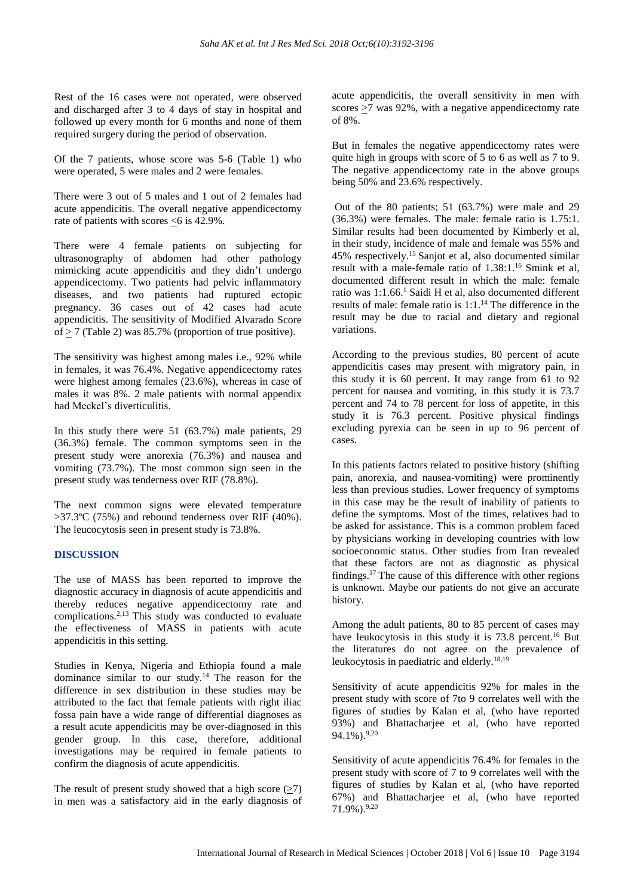Rest of the 16 cases were not operated, were observed and discharged after 3 to 4 days of stay in hospital and followed up every month for 6 months and none of them required surgery during the period of observation.

Of the 7 patients, whose score was 5-6 (Table 1) who were operated, 5 were males and 2 were females.

There were 3 out of 5 males and 1 out of 2 females had acute appendicitis. The overall negative appendicectomy rate of patients with scores ≤6 is 42.9%.

There were 4 female patients on subjecting for ultrasonography of abdomen had other pathology mimicking acute appendicitis and they didn't undergo appendicectomy. Two patients had pelvic inflammatory diseases, and two patients had ruptured ectopic pregnancy. 36 cases out of 42 cases had acute appendicitis. The sensitivity of Modified Alvarado Score of ≥ 7 (Table 2) was 85.7% (proportion of true positive).

The sensitivity was highest among males i.e., 92% while in females, it was 76.4%. Negative appendicectomy rates were highest among females (23.6%), whereas in case of males it was 8%. 2 male patients with normal appendix had Meckel's diverticulitis.

In this study there were 51 (63.7%) male patients, 29 (36.3%) female. The common symptoms seen in the present study were anorexia (76.3%) and nausea and vomiting (73.7%). The most common sign seen in the present study was tenderness over RIF (78.8%).

The next common signs were elevated temperature >37.3ºC (75%) and rebound tenderness over RIF (40%). The leucocytosis seen in present study is 73.8%.

## DISCUSSION

The use of MASS has been reported to improve the diagnostic accuracy in diagnosis of acute appendicitis and thereby reduces negative appendicectomy rate and complications.[2,13] This study was conducted to evaluate the effectiveness of MASS in patients with acute appendicitis in this setting.

Studies in Kenya, Nigeria and Ethiopia found a male dominance similar to our study.[14] The reason for the difference in sex distribution in these studies may be attributed to the fact that female patients with right iliac fossa pain have a wide range of differential diagnoses as a result acute appendicitis may be over-diagnosed in this gender group. In this case, therefore, additional investigations may be required in female patients to confirm the diagnosis of acute appendicitis.

The result of present study showed that a high score (≥7) in men was a satisfactory aid in the early diagnosis of acute appendicitis, the overall sensitivity in men with scores ≥7 was 92%, with a negative appendicectomy rate of 8%.

But in females the negative appendicectomy rates were quite high in groups with score of 5 to 6 as well as 7 to 9. The negative appendicectomy rate in the above groups being 50% and 23.6% respectively.

Out of the 80 patients; 51 (63.7%) were male and 29 (36.3%) were females. The male: female ratio is 1.75:1. Similar results had been documented by Kimberly et al, in their study, incidence of male and female was 55% and 45% respectively.[15] Sanjot et al, also documented similar result with a male-female ratio of 1.38:1.[16] Smink et al, documented different result in which the male: female ratio was 1:1.66.[1] Saidi H et al, also documented different results of male: female ratio is 1:1.[14] The difference in the result may be due to racial and dietary and regional variations.

According to the previous studies, 80 percent of acute appendicitis cases may present with migratory pain, in this study it is 60 percent. It may range from 61 to 92 percent for nausea and vomiting, in this study it is 73.7 percent and 74 to 78 percent for loss of appetite, in this study it is 76.3 percent. Positive physical findings excluding pyrexia can be seen in up to 96 percent of cases.

In this patients factors related to positive history (shifting pain, anorexia, and nausea-vomiting) were prominently less than previous studies. Lower frequency of symptoms in this case may be the result of inability of patients to define the symptoms. Most of the times, relatives had to be asked for assistance. This is a common problem faced by physicians working in developing countries with low socioeconomic status. Other studies from Iran revealed that these factors are not as diagnostic as physical findings.[17] The cause of this difference with other regions is unknown. Maybe our patients do not give an accurate history.

Among the adult patients, 80 to 85 percent of cases may have leukocytosis in this study it is 73.8 percent.[16] But the literatures do not agree on the prevalence of leukocytosis in paediatric and elderly.[18,19]

Sensitivity of acute appendicitis 92% for males in the present study with score of 7to 9 correlates well with the figures of studies by Kalan et al, (who have reported 93%) and Bhattacharjee et al, (who have reported 94.1%).[9,20]

Sensitivity of acute appendicitis 76.4% for females in the present study with score of 7 to 9 correlates well with the figures of studies by Kalan et al, (who have reported 67%) and Bhattacharjee et al, (who have reported 71.9%).[9,20]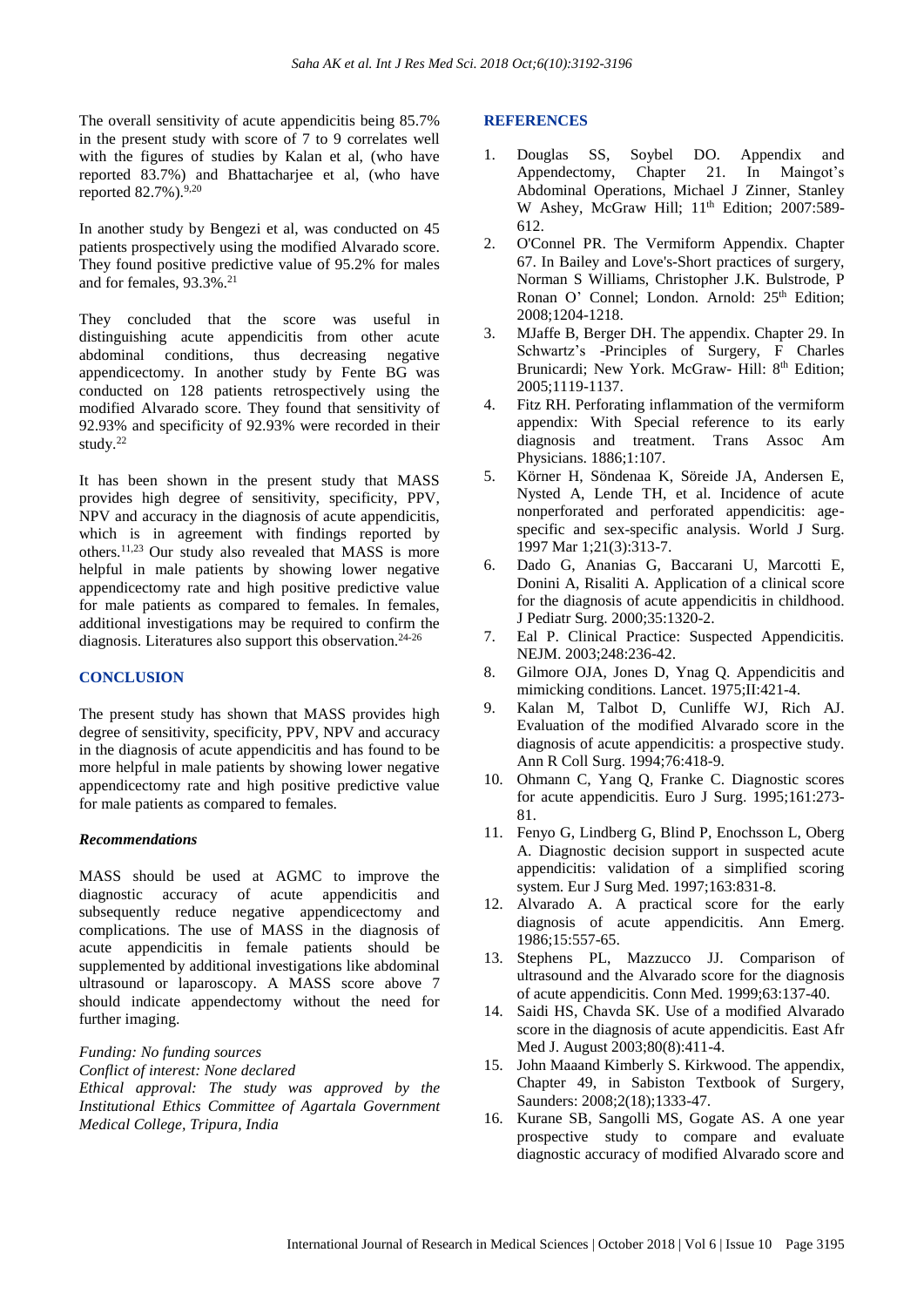The overall sensitivity of acute appendicitis being 85.7% in the present study with score of 7 to 9 correlates well with the figures of studies by Kalan et al, (who have reported 83.7%) and Bhattacharjee et al, (who have reported 82.7%).[9,20]

In another study by Bengezi et al, was conducted on 45 patients prospectively using the modified Alvarado score. They found positive predictive value of 95.2% for males and for females, 93.3%.[21]

They concluded that the score was useful in distinguishing acute appendicitis from other acute abdominal conditions, thus decreasing negative appendicectomy. In another study by Fente BG was conducted on 128 patients retrospectively using the modified Alvarado score. They found that sensitivity of 92.93% and specificity of 92.93% were recorded in their study.[22]

It has been shown in the present study that MASS provides high degree of sensitivity, specificity, PPV, NPV and accuracy in the diagnosis of acute appendicitis, which is in agreement with findings reported by others.[11,23] Our study also revealed that MASS is more helpful in male patients by showing lower negative appendicectomy rate and high positive predictive value for male patients as compared to females. In females, additional investigations may be required to confirm the diagnosis. Literatures also support this observation.[24-26]

## CONCLUSION

The present study has shown that MASS provides high degree of sensitivity, specificity, PPV, NPV and accuracy in the diagnosis of acute appendicitis and has found to be more helpful in male patients by showing lower negative appendicectomy rate and high positive predictive value for male patients as compared to females.

### *Recommendations*

MASS should be used at AGMC to improve the diagnostic accuracy of acute appendicitis and subsequently reduce negative appendicectomy and complications. The use of MASS in the diagnosis of acute appendicitis in female patients should be supplemented by additional investigations like abdominal ultrasound or laparoscopy. A MASS score above 7 should indicate appendectomy without the need for further imaging.

*Funding: No funding sources*
*Conflict of interest: None declared*
*Ethical approval: The study was approved by the Institutional Ethics Committee of Agartala Government Medical College, Tripura, India*

## REFERENCES

1. Douglas SS, Soybel DO. Appendix and Appendectomy, Chapter 21. In Maingot's Abdominal Operations, Michael J Zinner, Stanley W Ashey, McGraw Hill; 11th Edition; 2007:589-612.
2. O'Connel PR. The Vermiform Appendix. Chapter 67. In Bailey and Love's-Short practices of surgery, Norman S Williams, Christopher J.K. Bulstrode, P Ronan O' Connel; London. Arnold: 25th Edition; 2008;1204-1218.
3. MJaffe B, Berger DH. The appendix. Chapter 29. In Schwartz's -Principles of Surgery, F Charles Brunicardi; New York. McGraw- Hill: 8th Edition; 2005;1119-1137.
4. Fitz RH. Perforating inflammation of the vermiform appendix: With Special reference to its early diagnosis and treatment. Trans Assoc Am Physicians. 1886;1:107.
5. Körner H, Söndenaa K, Söreide JA, Andersen E, Nysted A, Lende TH, et al. Incidence of acute nonperforated and perforated appendicitis: age-specific and sex-specific analysis. World J Surg. 1997 Mar 1;21(3):313-7.
6. Dado G, Ananias G, Baccarani U, Marcotti E, Donini A, Risaliti A. Application of a clinical score for the diagnosis of acute appendicitis in childhood. J Pediatr Surg. 2000;35:1320-2.
7. Eal P. Clinical Practice: Suspected Appendicitis. NEJM. 2003;248:236-42.
8. Gilmore OJA, Jones D, Ynag Q. Appendicitis and mimicking conditions. Lancet. 1975;II:421-4.
9. Kalan M, Talbot D, Cunliffe WJ, Rich AJ. Evaluation of the modified Alvarado score in the diagnosis of acute appendicitis: a prospective study. Ann R Coll Surg. 1994;76:418-9.
10. Ohmann C, Yang Q, Franke C. Diagnostic scores for acute appendicitis. Euro J Surg. 1995;161:273-81.
11. Fenyo G, Lindberg G, Blind P, Enochsson L, Oberg A. Diagnostic decision support in suspected acute appendicitis: validation of a simplified scoring system. Eur J Surg Med. 1997;163:831-8.
12. Alvarado A. A practical score for the early diagnosis of acute appendicitis. Ann Emerg. 1986;15:557-65.
13. Stephens PL, Mazzucco JJ. Comparison of ultrasound and the Alvarado score for the diagnosis of acute appendicitis. Conn Med. 1999;63:137-40.
14. Saidi HS, Chavda SK. Use of a modified Alvarado score in the diagnosis of acute appendicitis. East Afr Med J. August 2003;80(8):411-4.
15. John Maaand Kimberly S. Kirkwood. The appendix, Chapter 49, in Sabiston Textbook of Surgery, Saunders: 2008;2(18);1333-47.
16. Kurane SB, Sangolli MS, Gogate AS. A one year prospective study to compare and evaluate diagnostic accuracy of modified Alvarado score and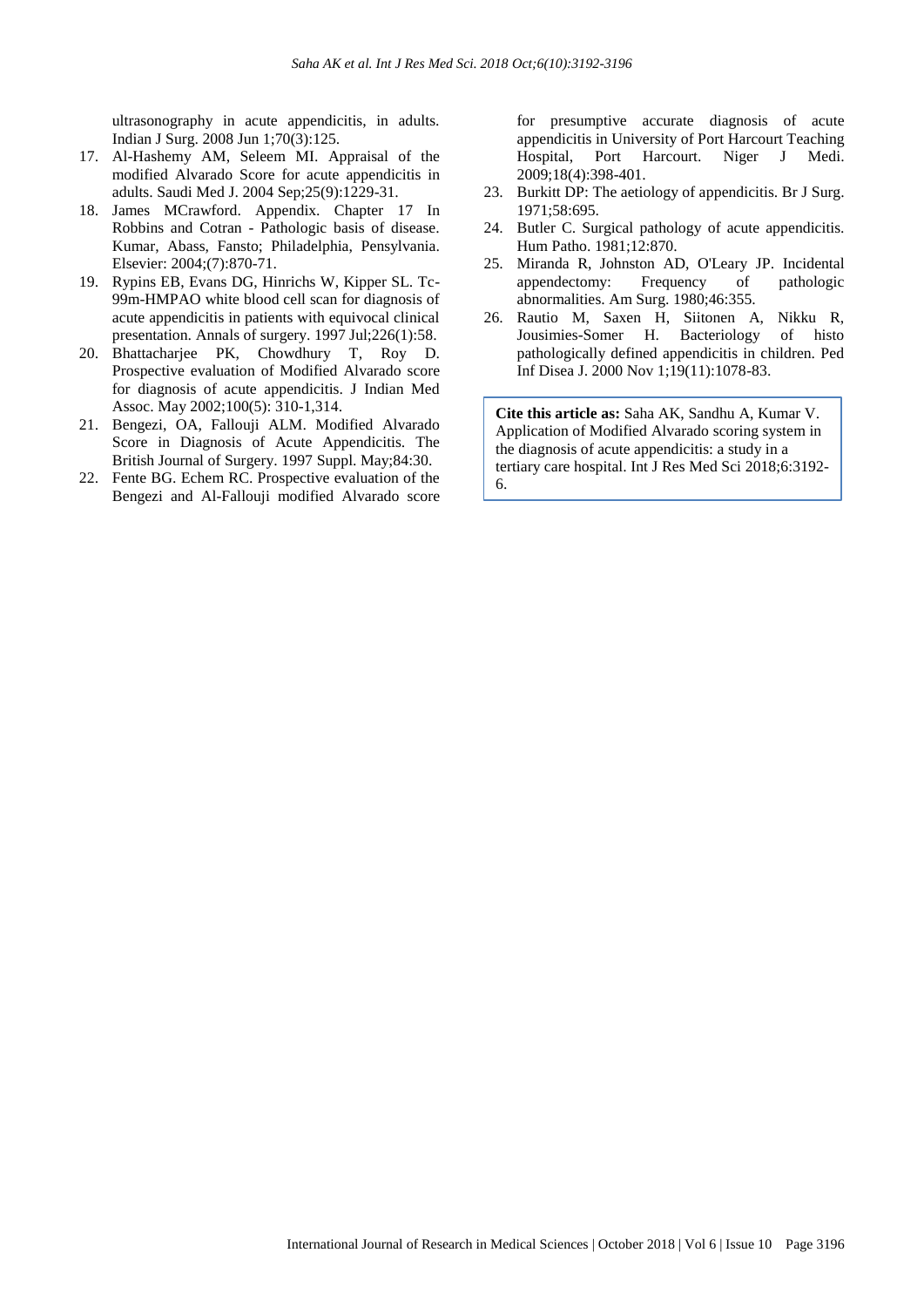ultrasonography in acute appendicitis, in adults. Indian J Surg. 2008 Jun 1;70(3):125.

17. Al-Hashemy AM, Seleem MI. Appraisal of the modified Alvarado Score for acute appendicitis in adults. Saudi Med J. 2004 Sep;25(9):1229-31.
18. James MCrawford. Appendix. Chapter 17 In Robbins and Cotran - Pathologic basis of disease. Kumar, Abass, Fansto; Philadelphia, Pensylvania. Elsevier: 2004;(7):870-71.
19. Rypins EB, Evans DG, Hinrichs W, Kipper SL. Tc-99m-HMPAO white blood cell scan for diagnosis of acute appendicitis in patients with equivocal clinical presentation. Annals of surgery. 1997 Jul;226(1):58.
20. Bhattacharjee PK, Chowdhury T, Roy D. Prospective evaluation of Modified Alvarado score for diagnosis of acute appendicitis. J Indian Med Assoc. May 2002;100(5): 310-1,314.
21. Bengezi, OA, Fallouji ALM. Modified Alvarado Score in Diagnosis of Acute Appendicitis. The British Journal of Surgery. 1997 Suppl. May;84:30.
22. Fente BG. Echem RC. Prospective evaluation of the Bengezi and Al-Fallouji modified Alvarado score for presumptive accurate diagnosis of acute appendicitis in University of Port Harcourt Teaching Hospital, Port Harcourt. Niger J Medi. 2009;18(4):398-401.
23. Burkitt DP: The aetiology of appendicitis. Br J Surg. 1971;58:695.
24. Butler C. Surgical pathology of acute appendicitis. Hum Patho. 1981;12:870.
25. Miranda R, Johnston AD, O'Leary JP. Incidental appendectomy: Frequency of pathologic abnormalities. Am Surg. 1980;46:355.
26. Rautio M, Saxen H, Siitonen A, Nikku R, Jousimies-Somer H. Bacteriology of histo pathologically defined appendicitis in children. Ped Inf Disea J. 2000 Nov 1;19(11):1078-83.

**Cite this article as:** Saha AK, Sandhu A, Kumar V. Application of Modified Alvarado scoring system in the diagnosis of acute appendicitis: a study in a tertiary care hospital. Int J Res Med Sci 2018;6:3192-6.